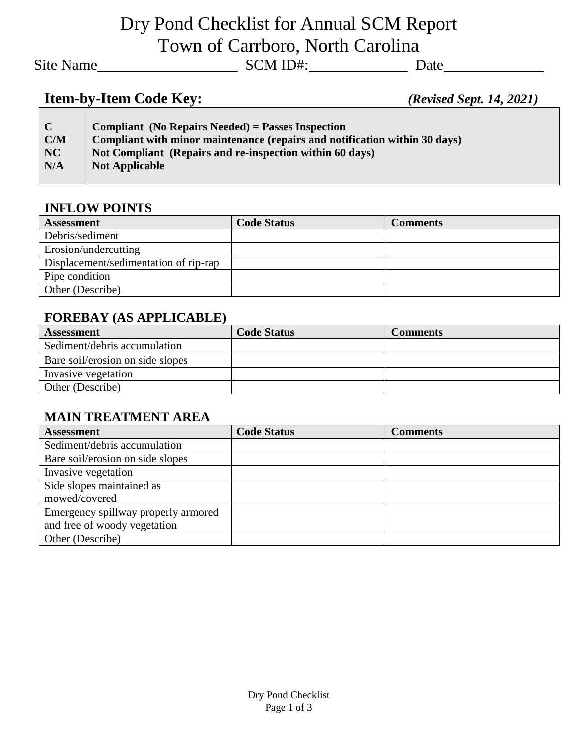# Dry Pond Checklist for Annual SCM Report
# Town of Carrboro, North Carolina

Site Name____________________ SCM ID#:______________ Date______________

## Item-by-Item Code Key:

*(Revised Sept. 14, 2021)*

| | |
|---|---|
| **C** | **Compliant (No Repairs Needed) = Passes Inspection** |
| **C/M** | **Compliant with minor maintenance (repairs and notification within 30 days)** |
| **NC** | **Not Compliant (Repairs and re-inspection within 60 days)** |
| **N/A** | **Not Applicable** |

### INFLOW POINTS

| Assessment | Code Status | Comments |
|---|---|---|
| Debris/sediment | | |
| Erosion/undercutting | | |
| Displacement/sedimentation of rip-rap | | |
| Pipe condition | | |
| Other (Describe) | | |

### FOREBAY (AS APPLICABLE)

| Assessment | Code Status | Comments |
|---|---|---|
| Sediment/debris accumulation | | |
| Bare soil/erosion on side slopes | | |
| Invasive vegetation | | |
| Other (Describe) | | |

### MAIN TREATMENT AREA

| Assessment | Code Status | Comments |
|---|---|---|
| Sediment/debris accumulation | | |
| Bare soil/erosion on side slopes | | |
| Invasive vegetation | | |
| Side slopes maintained as mowed/covered | | |
| Emergency spillway properly armored and free of woody vegetation | | |
| Other (Describe) | | |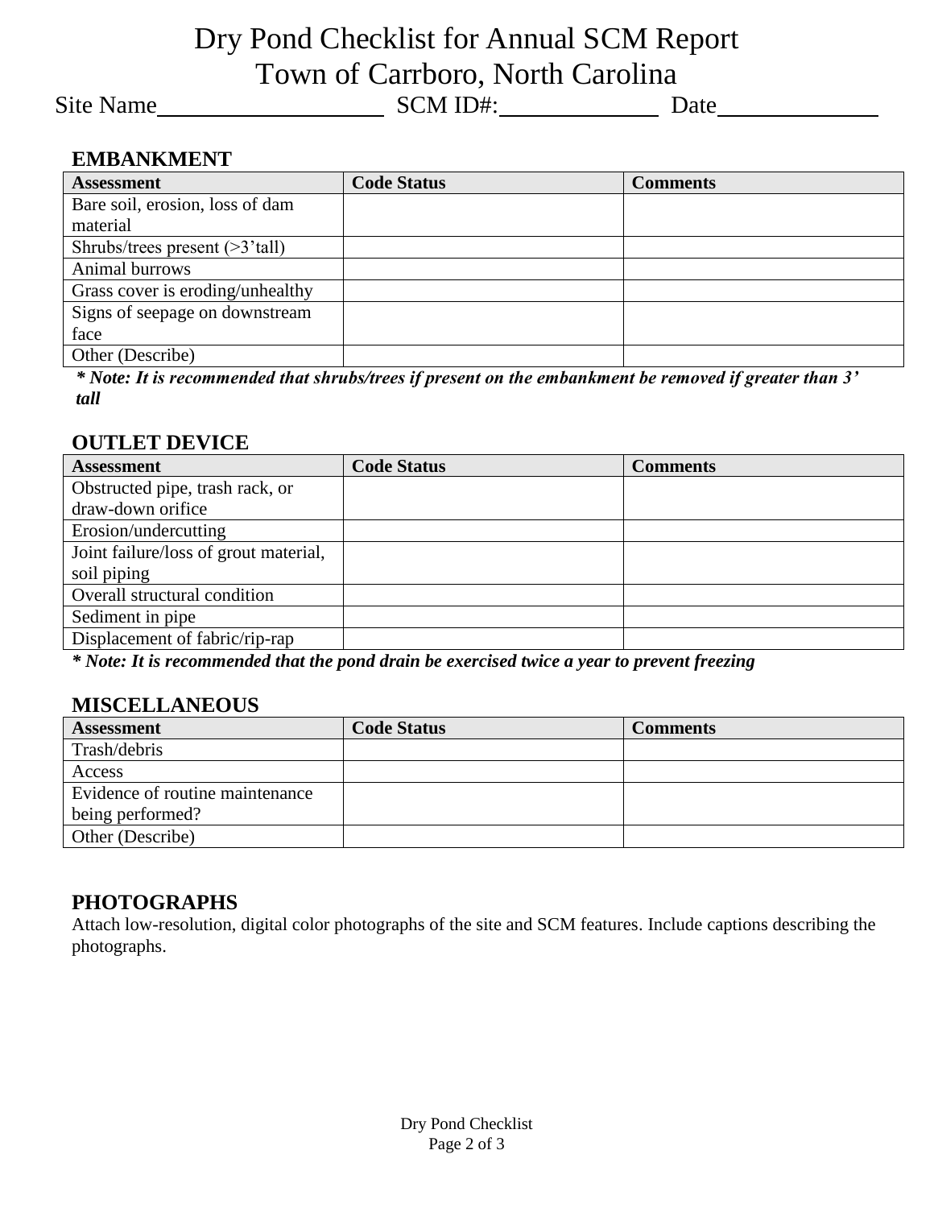# Dry Pond Checklist for Annual SCM Report
# Town of Carrboro, North Carolina

Site Name\_\_\_\_\_\_\_\_\_\_\_\_\_\_\_\_\_\_\_\_ SCM ID#:\_\_\_\_\_\_\_\_\_\_\_\_\_\_ Date\_\_\_\_\_\_\_\_\_\_\_\_\_\_

## EMBANKMENT

| Assessment | Code Status | Comments |
|---|---|---|
| Bare soil, erosion, loss of dam material | | |
| Shrubs/trees present (>3'tall) | | |
| Animal burrows | | |
| Grass cover is eroding/unhealthy | | |
| Signs of seepage on downstream face | | |
| Other (Describe) | | |

***\* Note: It is recommended that shrubs/trees if present on the embankment be removed if greater than 3' tall***

## OUTLET DEVICE

| Assessment | Code Status | Comments |
|---|---|---|
| Obstructed pipe, trash rack, or draw-down orifice | | |
| Erosion/undercutting | | |
| Joint failure/loss of grout material, soil piping | | |
| Overall structural condition | | |
| Sediment in pipe | | |
| Displacement of fabric/rip-rap | | |

***\* Note: It is recommended that the pond drain be exercised twice a year to prevent freezing***

## MISCELLANEOUS

| Assessment | Code Status | Comments |
|---|---|---|
| Trash/debris | | |
| Access | | |
| Evidence of routine maintenance being performed? | | |
| Other (Describe) | | |

## PHOTOGRAPHS

Attach low-resolution, digital color photographs of the site and SCM features. Include captions describing the photographs.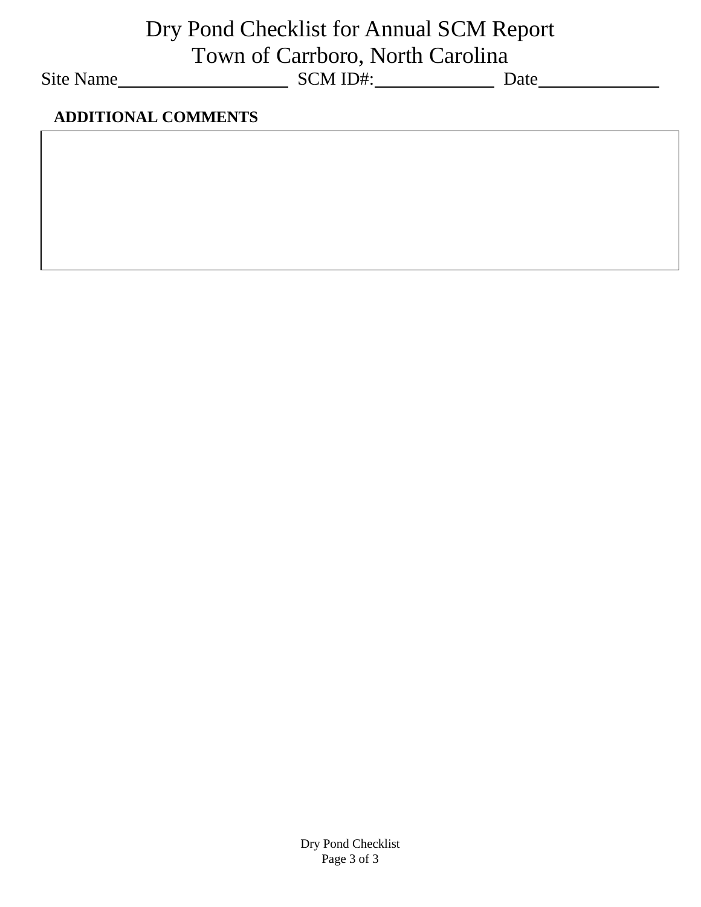# Dry Pond Checklist for Annual SCM Report
# Town of Carrboro, North Carolina

Site Name\_\_\_\_\_\_\_\_\_\_\_\_\_\_\_\_\_\_\_\_ SCM ID#:\_\_\_\_\_\_\_\_\_\_\_\_\_\_ Date\_\_\_\_\_\_\_\_\_\_\_\_\_\_

**ADDITIONAL COMMENTS**

| |
|---|
| |